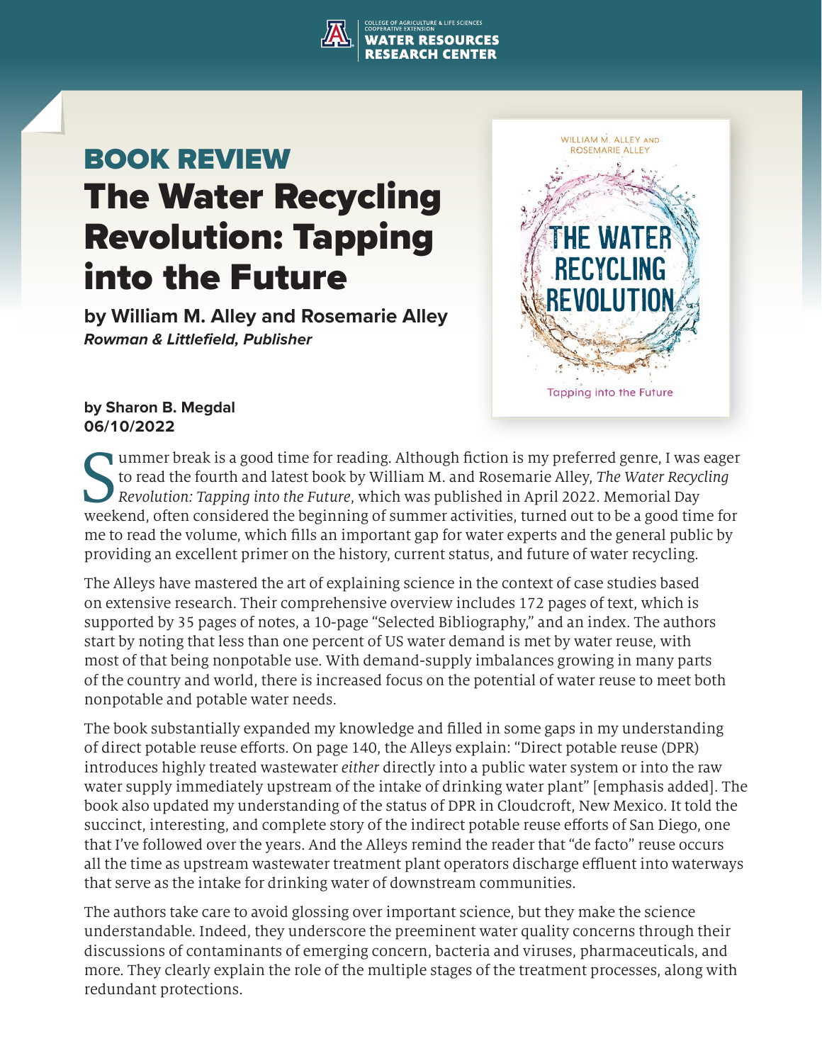BOOK REVIEW

# The Water Recycling Revolution: Tapping into the Future

**by William M. Alley and Rosemarie Alley**
***Rowman & Littlefield, Publisher***

**by Sharon B. Megdal**
**06/10/2022**

Summer break is a good time for reading. Although fiction is my preferred genre, I was eager to read the fourth and latest book by William M. and Rosemarie Alley, *The Water Recycling Revolution: Tapping into the Future*, which was published in April 2022. Memorial Day weekend, often considered the beginning of summer activities, turned out to be a good time for me to read the volume, which fills an important gap for water experts and the general public by providing an excellent primer on the history, current status, and future of water recycling.

The Alleys have mastered the art of explaining science in the context of case studies based on extensive research. Their comprehensive overview includes 172 pages of text, which is supported by 35 pages of notes, a 10-page "Selected Bibliography," and an index. The authors start by noting that less than one percent of US water demand is met by water reuse, with most of that being nonpotable use. With demand-supply imbalances growing in many parts of the country and world, there is increased focus on the potential of water reuse to meet both nonpotable and potable water needs.

The book substantially expanded my knowledge and filled in some gaps in my understanding of direct potable reuse efforts. On page 140, the Alleys explain: "Direct potable reuse (DPR) introduces highly treated wastewater *either* directly into a public water system or into the raw water supply immediately upstream of the intake of drinking water plant" [emphasis added]. The book also updated my understanding of the status of DPR in Cloudcroft, New Mexico. It told the succinct, interesting, and complete story of the indirect potable reuse efforts of San Diego, one that I've followed over the years. And the Alleys remind the reader that "de facto" reuse occurs all the time as upstream wastewater treatment plant operators discharge effluent into waterways that serve as the intake for drinking water of downstream communities.

The authors take care to avoid glossing over important science, but they make the science understandable. Indeed, they underscore the preeminent water quality concerns through their discussions of contaminants of emerging concern, bacteria and viruses, pharmaceuticals, and more. They clearly explain the role of the multiple stages of the treatment processes, along with redundant protections.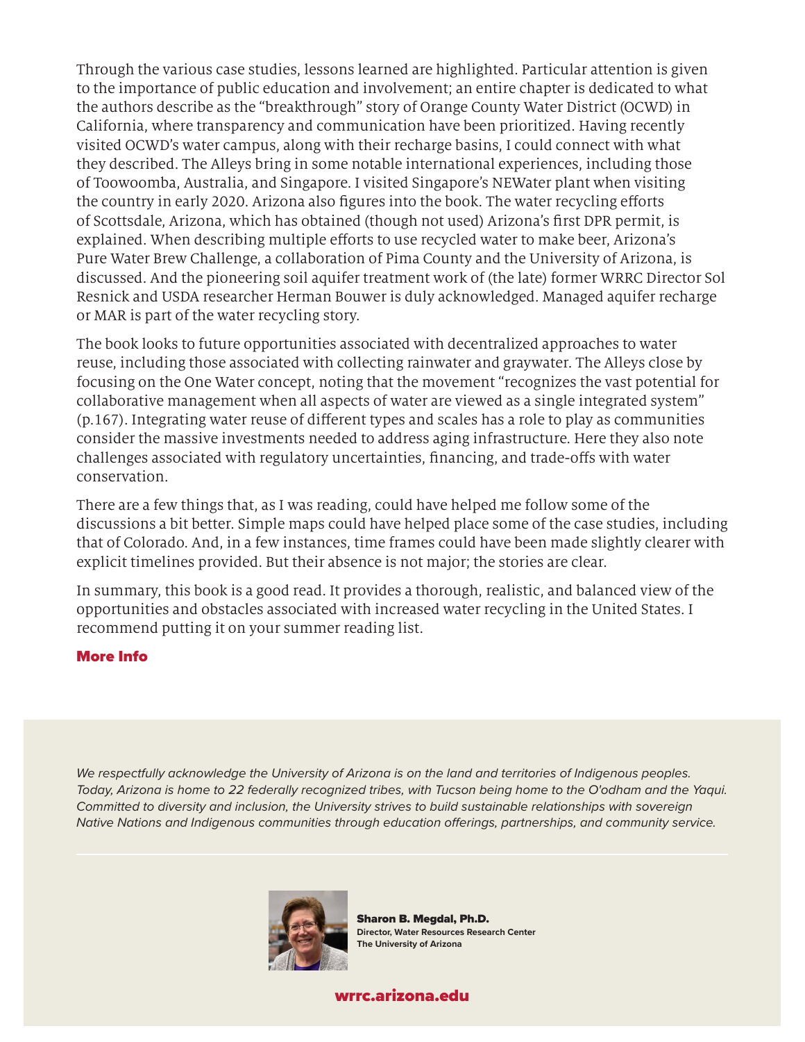Through the various case studies, lessons learned are highlighted. Particular attention is given to the importance of public education and involvement; an entire chapter is dedicated to what the authors describe as the "breakthrough" story of Orange County Water District (OCWD) in California, where transparency and communication have been prioritized. Having recently visited OCWD's water campus, along with their recharge basins, I could connect with what they described. The Alleys bring in some notable international experiences, including those of Toowoomba, Australia, and Singapore. I visited Singapore's NEWater plant when visiting the country in early 2020. Arizona also figures into the book. The water recycling efforts of Scottsdale, Arizona, which has obtained (though not used) Arizona's first DPR permit, is explained. When describing multiple efforts to use recycled water to make beer, Arizona's Pure Water Brew Challenge, a collaboration of Pima County and the University of Arizona, is discussed. And the pioneering soil aquifer treatment work of (the late) former WRRC Director Sol Resnick and USDA researcher Herman Bouwer is duly acknowledged. Managed aquifer recharge or MAR is part of the water recycling story.

The book looks to future opportunities associated with decentralized approaches to water reuse, including those associated with collecting rainwater and graywater. The Alleys close by focusing on the One Water concept, noting that the movement "recognizes the vast potential for collaborative management when all aspects of water are viewed as a single integrated system" (p.167). Integrating water reuse of different types and scales has a role to play as communities consider the massive investments needed to address aging infrastructure. Here they also note challenges associated with regulatory uncertainties, financing, and trade-offs with water conservation.

There are a few things that, as I was reading, could have helped me follow some of the discussions a bit better. Simple maps could have helped place some of the case studies, including that of Colorado. And, in a few instances, time frames could have been made slightly clearer with explicit timelines provided. But their absence is not major; the stories are clear.

In summary, this book is a good read. It provides a thorough, realistic, and balanced view of the opportunities and obstacles associated with increased water recycling in the United States. I recommend putting it on your summer reading list.

**More Info**

*We respectfully acknowledge the University of Arizona is on the land and territories of Indigenous peoples. Today, Arizona is home to 22 federally recognized tribes, with Tucson being home to the O'odham and the Yaqui. Committed to diversity and inclusion, the University strives to build sustainable relationships with sovereign Native Nations and Indigenous communities through education offerings, partnerships, and community service.*

---

**Sharon B. Megdal, Ph.D.**
**Director, Water Resources Research Center**
**The University of Arizona**

**wrrc.arizona.edu**